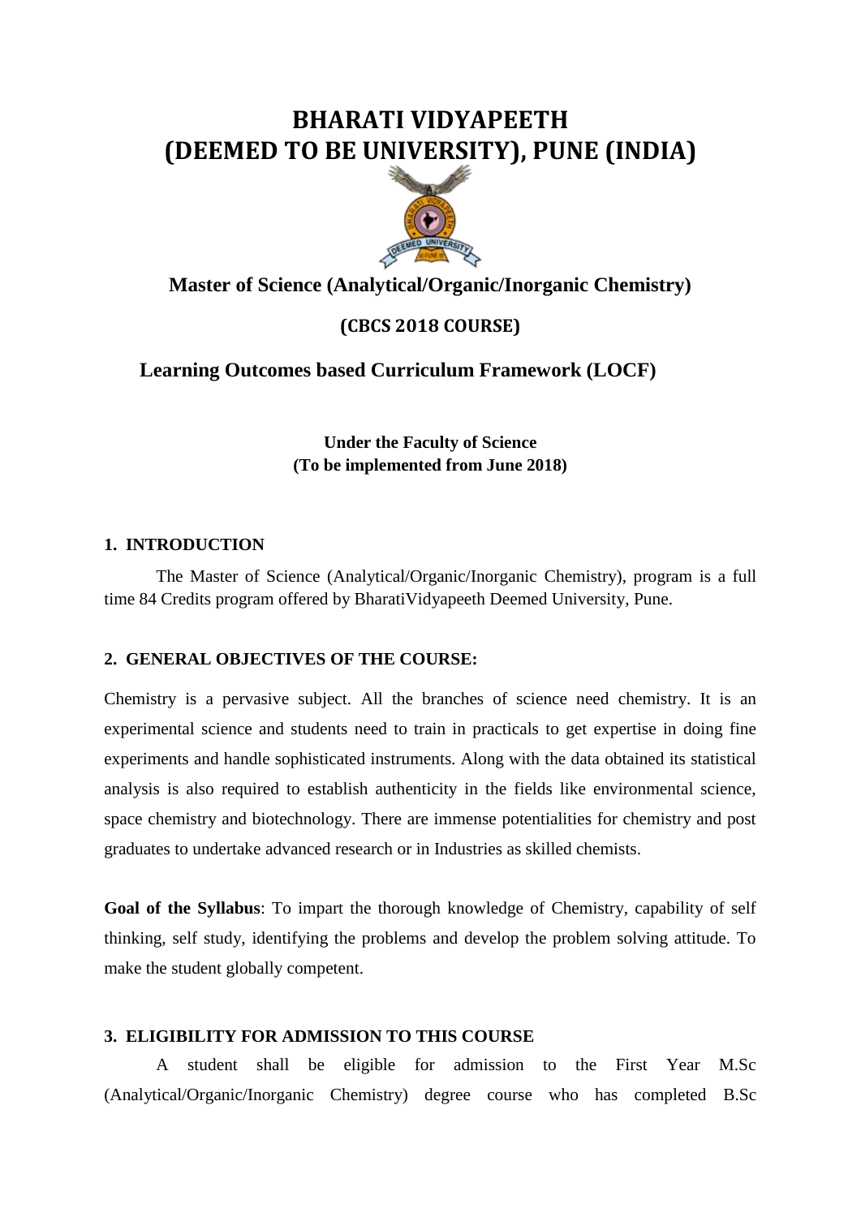# BHARATI VIDYAPEETH
# (DEEMED TO BE UNIVERSITY), PUNE (INDIA)

## Master of Science (Analytical/Organic/Inorganic Chemistry)

### (CBCS 2018 COURSE)

## Learning Outcomes based Curriculum Framework (LOCF)

**Under the Faculty of Science**
**(To be implemented from June 2018)**

### 1. INTRODUCTION

The Master of Science (Analytical/Organic/Inorganic Chemistry), program is a full time 84 Credits program offered by BharatiVidyapeeth Deemed University, Pune.

### 2. GENERAL OBJECTIVES OF THE COURSE:

Chemistry is a pervasive subject. All the branches of science need chemistry. It is an experimental science and students need to train in practicals to get expertise in doing fine experiments and handle sophisticated instruments. Along with the data obtained its statistical analysis is also required to establish authenticity in the fields like environmental science, space chemistry and biotechnology. There are immense potentialities for chemistry and post graduates to undertake advanced research or in Industries as skilled chemists.

**Goal of the Syllabus**: To impart the thorough knowledge of Chemistry, capability of self thinking, self study, identifying the problems and develop the problem solving attitude. To make the student globally competent.

### 3. ELIGIBILITY FOR ADMISSION TO THIS COURSE

A student shall be eligible for admission to the First Year M.Sc (Analytical/Organic/Inorganic Chemistry) degree course who has completed B.Sc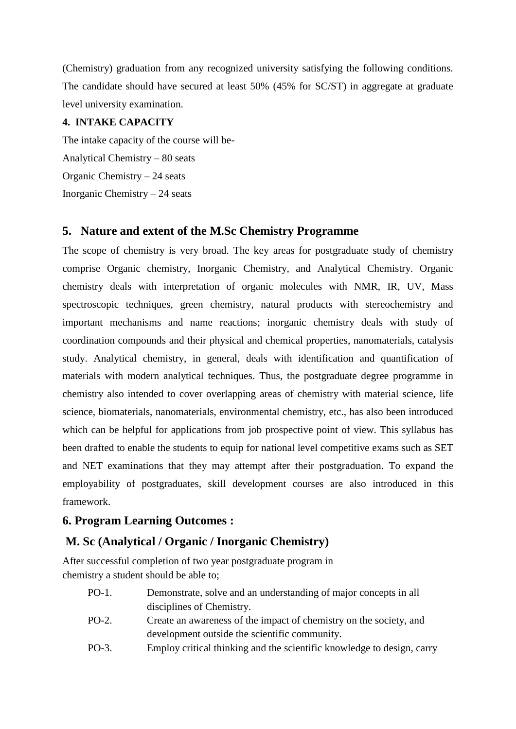(Chemistry) graduation from any recognized university satisfying the following conditions. The candidate should have secured at least 50% (45% for SC/ST) in aggregate at graduate level university examination.

#### 4. INTAKE CAPACITY

The intake capacity of the course will be-

Analytical Chemistry – 80 seats

Organic Chemistry – 24 seats

Inorganic Chemistry – 24 seats

## 5. Nature and extent of the M.Sc Chemistry Programme

The scope of chemistry is very broad. The key areas for postgraduate study of chemistry comprise Organic chemistry, Inorganic Chemistry, and Analytical Chemistry. Organic chemistry deals with interpretation of organic molecules with NMR, IR, UV, Mass spectroscopic techniques, green chemistry, natural products with stereochemistry and important mechanisms and name reactions; inorganic chemistry deals with study of coordination compounds and their physical and chemical properties, nanomaterials, catalysis study. Analytical chemistry, in general, deals with identification and quantification of materials with modern analytical techniques. Thus, the postgraduate degree programme in chemistry also intended to cover overlapping areas of chemistry with material science, life science, biomaterials, nanomaterials, environmental chemistry, etc., has also been introduced which can be helpful for applications from job prospective point of view. This syllabus has been drafted to enable the students to equip for national level competitive exams such as SET and NET examinations that they may attempt after their postgraduation. To expand the employability of postgraduates, skill development courses are also introduced in this framework.

## 6. Program Learning Outcomes :

## M. Sc (Analytical / Organic / Inorganic Chemistry)

After successful completion of two year postgraduate program in chemistry a student should be able to;

- PO-1. Demonstrate, solve and an understanding of major concepts in all disciplines of Chemistry.
- PO-2. Create an awareness of the impact of chemistry on the society, and development outside the scientific community.
- PO-3. Employ critical thinking and the scientific knowledge to design, carry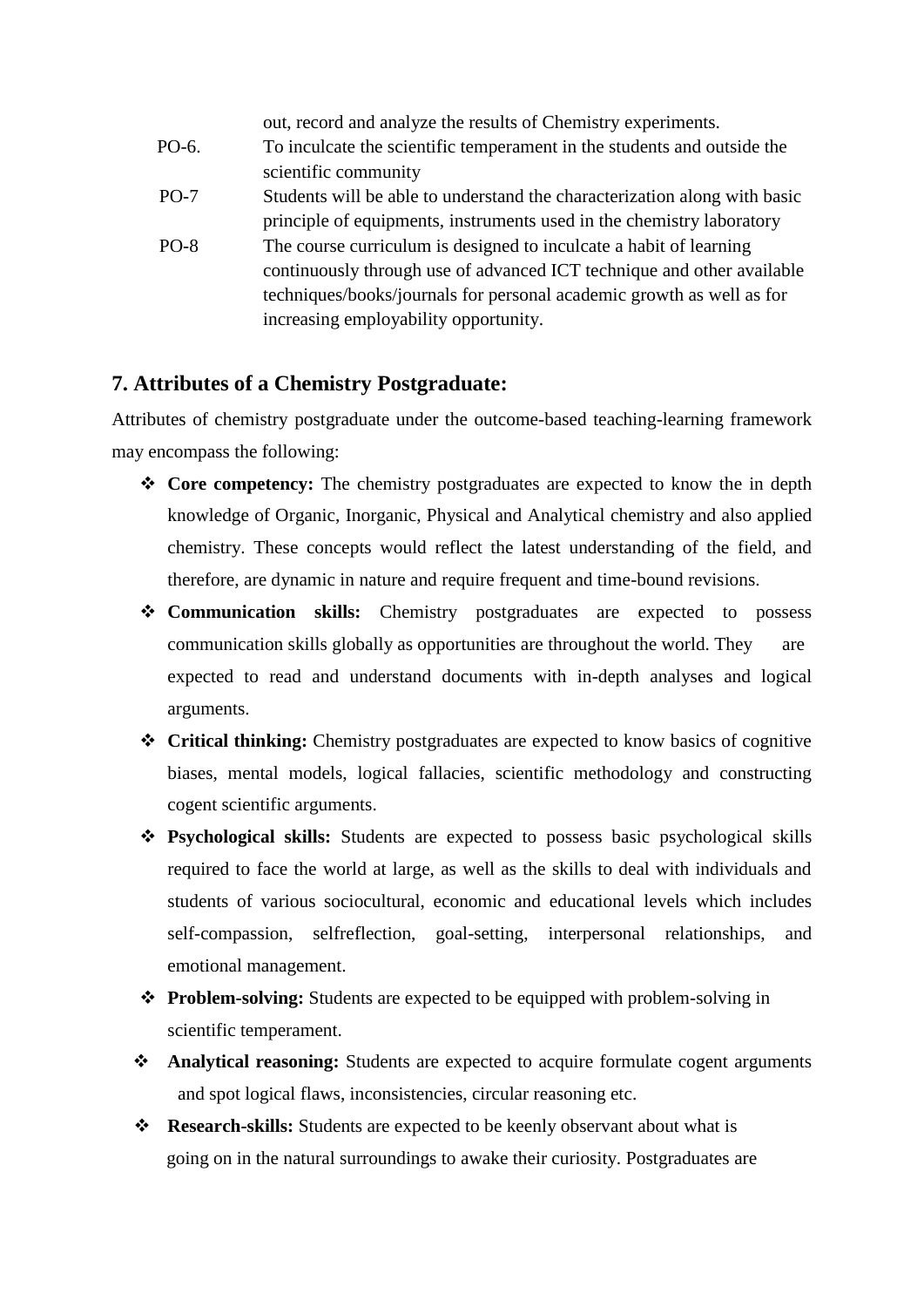out, record and analyze the results of Chemistry experiments.

| | |
|---|---|
| PO-6. | To inculcate the scientific temperament in the students and outside the scientific community |
| PO-7 | Students will be able to understand the characterization along with basic principle of equipments, instruments used in the chemistry laboratory |
| PO-8 | The course curriculum is designed to inculcate a habit of learning continuously through use of advanced ICT technique and other available techniques/books/journals for personal academic growth as well as for increasing employability opportunity. |

## 7. Attributes of a Chemistry Postgraduate:

Attributes of chemistry postgraduate under the outcome-based teaching-learning framework may encompass the following:

- **Core competency:** The chemistry postgraduates are expected to know the in depth knowledge of Organic, Inorganic, Physical and Analytical chemistry and also applied chemistry. These concepts would reflect the latest understanding of the field, and therefore, are dynamic in nature and require frequent and time-bound revisions.
- **Communication skills:** Chemistry postgraduates are expected to possess communication skills globally as opportunities are throughout the world. They are expected to read and understand documents with in-depth analyses and logical arguments.
- **Critical thinking:** Chemistry postgraduates are expected to know basics of cognitive biases, mental models, logical fallacies, scientific methodology and constructing cogent scientific arguments.
- **Psychological skills:** Students are expected to possess basic psychological skills required to face the world at large, as well as the skills to deal with individuals and students of various sociocultural, economic and educational levels which includes self-compassion, selfreflection, goal-setting, interpersonal relationships, and emotional management.
- **Problem-solving:** Students are expected to be equipped with problem-solving in scientific temperament.
- **Analytical reasoning:** Students are expected to acquire formulate cogent arguments and spot logical flaws, inconsistencies, circular reasoning etc.
- **Research-skills:** Students are expected to be keenly observant about what is going on in the natural surroundings to awake their curiosity. Postgraduates are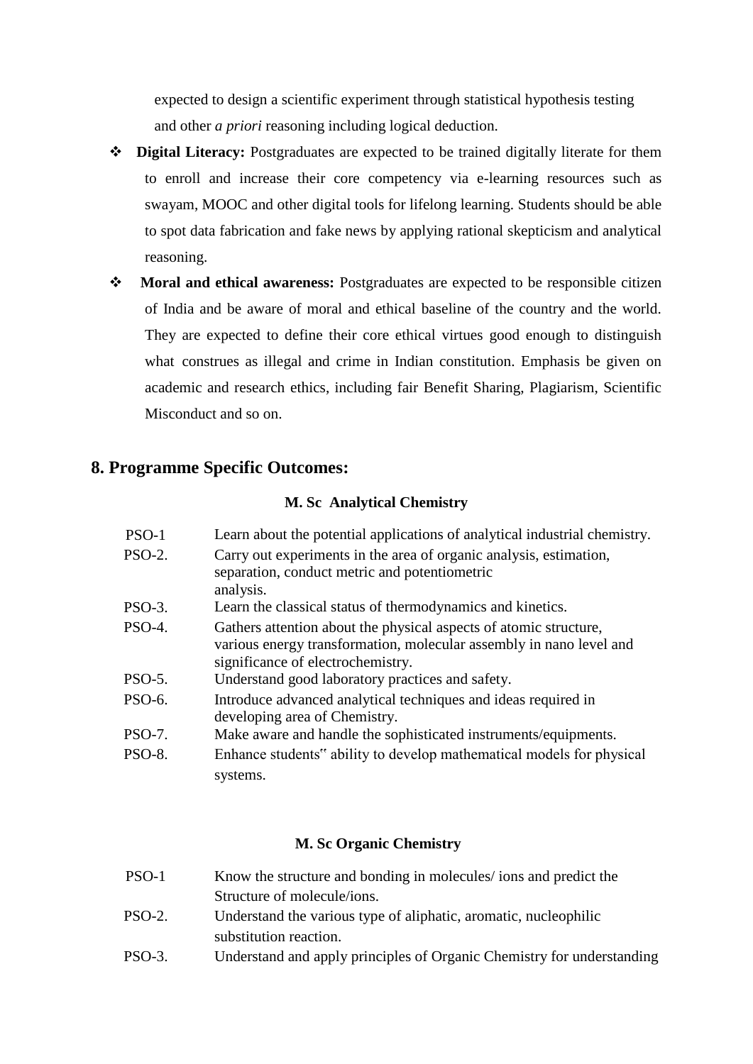expected to design a scientific experiment through statistical hypothesis testing and other *a priori* reasoning including logical deduction.

- **Digital Literacy:** Postgraduates are expected to be trained digitally literate for them to enroll and increase their core competency via e-learning resources such as swayam, MOOC and other digital tools for lifelong learning. Students should be able to spot data fabrication and fake news by applying rational skepticism and analytical reasoning.
- **Moral and ethical awareness:** Postgraduates are expected to be responsible citizen of India and be aware of moral and ethical baseline of the country and the world. They are expected to define their core ethical virtues good enough to distinguish what construes as illegal and crime in Indian constitution. Emphasis be given on academic and research ethics, including fair Benefit Sharing, Plagiarism, Scientific Misconduct and so on.

## 8. Programme Specific Outcomes:

### M. Sc Analytical Chemistry

| | |
|---|---|
| PSO-1 | Learn about the potential applications of analytical industrial chemistry. |
| PSO-2. | Carry out experiments in the area of organic analysis, estimation, separation, conduct metric and potentiometric analysis. |
| PSO-3. | Learn the classical status of thermodynamics and kinetics. |
| PSO-4. | Gathers attention about the physical aspects of atomic structure, various energy transformation, molecular assembly in nano level and significance of electrochemistry. |
| PSO-5. | Understand good laboratory practices and safety. |
| PSO-6. | Introduce advanced analytical techniques and ideas required in developing area of Chemistry. |
| PSO-7. | Make aware and handle the sophisticated instruments/equipments. |
| PSO-8. | Enhance students" ability to develop mathematical models for physical systems. |

### M. Sc Organic Chemistry

| | |
|---|---|
| PSO-1 | Know the structure and bonding in molecules/ ions and predict the Structure of molecule/ions. |
| PSO-2. | Understand the various type of aliphatic, aromatic, nucleophilic substitution reaction. |
| PSO-3. | Understand and apply principles of Organic Chemistry for understanding |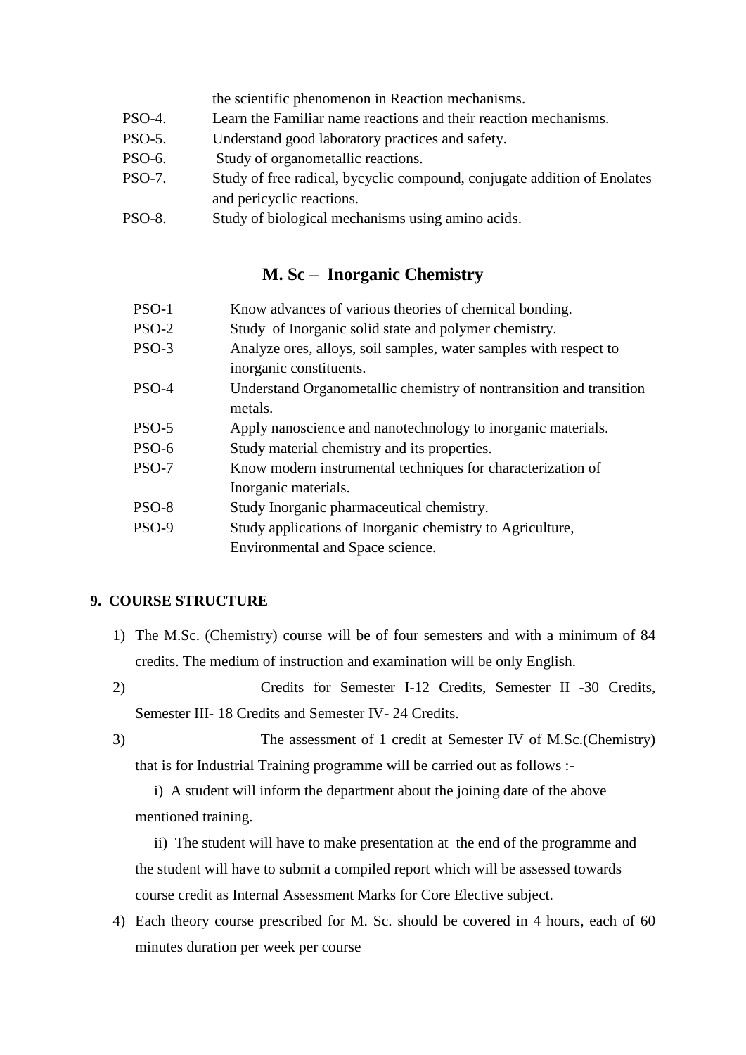the scientific phenomenon in Reaction mechanisms.

| | |
|---|---|
| PSO-4. | Learn the Familiar name reactions and their reaction mechanisms. |
| PSO-5. | Understand good laboratory practices and safety. |
| PSO-6. | Study of organometallic reactions. |
| PSO-7. | Study of free radical, bycyclic compound, conjugate addition of Enolates and pericyclic reactions. |
| PSO-8. | Study of biological mechanisms using amino acids. |

## M. Sc – Inorganic Chemistry

| | |
|---|---|
| PSO-1 | Know advances of various theories of chemical bonding. |
| PSO-2 | Study of Inorganic solid state and polymer chemistry. |
| PSO-3 | Analyze ores, alloys, soil samples, water samples with respect to inorganic constituents. |
| PSO-4 | Understand Organometallic chemistry of nontransition and transition metals. |
| PSO-5 | Apply nanoscience and nanotechnology to inorganic materials. |
| PSO-6 | Study material chemistry and its properties. |
| PSO-7 | Know modern instrumental techniques for characterization of Inorganic materials. |
| PSO-8 | Study Inorganic pharmaceutical chemistry. |
| PSO-9 | Study applications of Inorganic chemistry to Agriculture, Environmental and Space science. |

**9. COURSE STRUCTURE**

1) The M.Sc. (Chemistry) course will be of four semesters and with a minimum of 84 credits. The medium of instruction and examination will be only English.
2) Credits for Semester I-12 Credits, Semester II -30 Credits, Semester III- 18 Credits and Semester IV- 24 Credits.
3) The assessment of 1 credit at Semester IV of M.Sc.(Chemistry) that is for Industrial Training programme will be carried out as follows :-

   i) A student will inform the department about the joining date of the above mentioned training.

   ii) The student will have to make presentation at the end of the programme and the student will have to submit a compiled report which will be assessed towards course credit as Internal Assessment Marks for Core Elective subject.
4) Each theory course prescribed for M. Sc. should be covered in 4 hours, each of 60 minutes duration per week per course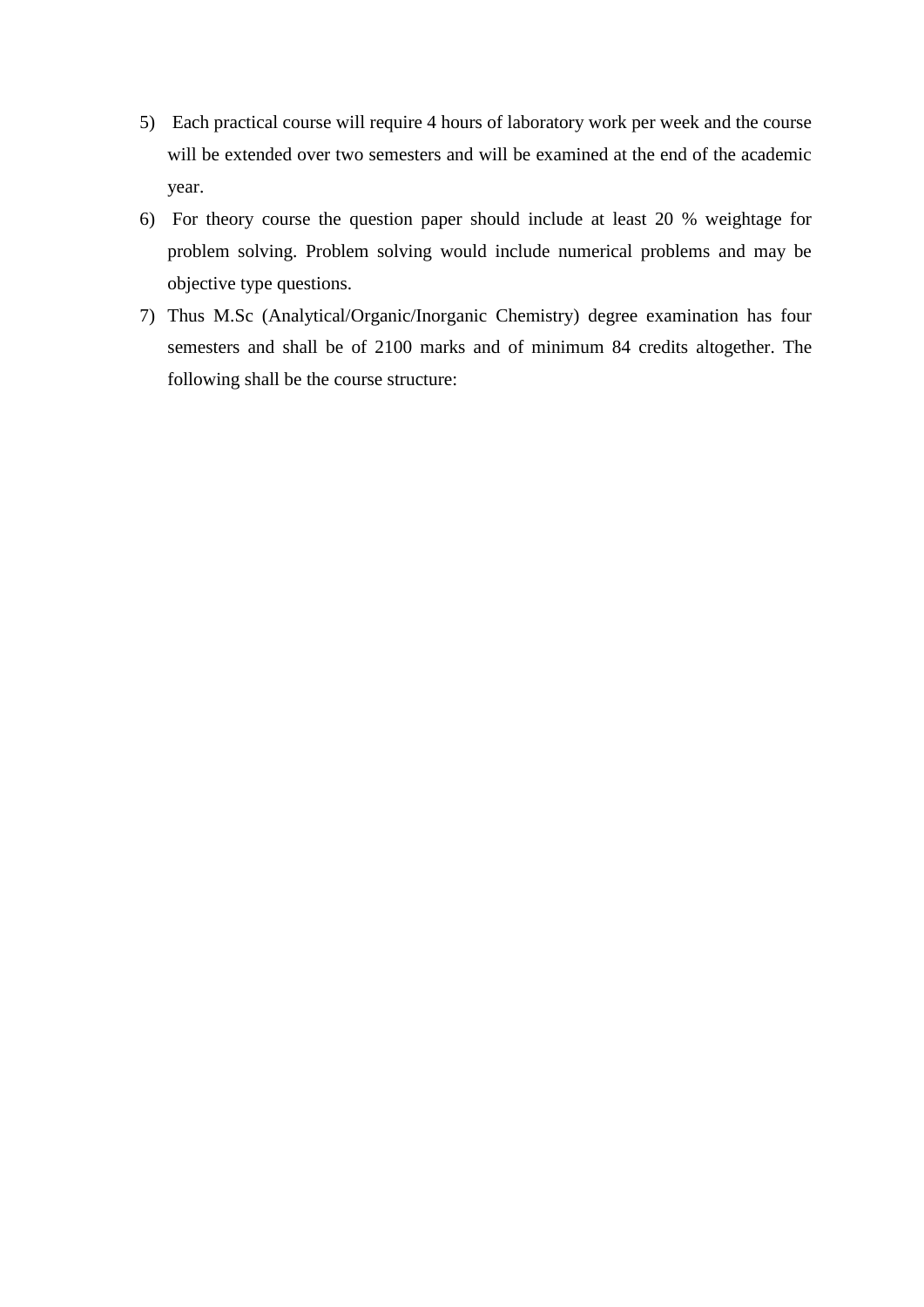5) Each practical course will require 4 hours of laboratory work per week and the course will be extended over two semesters and will be examined at the end of the academic year.
6) For theory course the question paper should include at least 20 % weightage for problem solving. Problem solving would include numerical problems and may be objective type questions.
7) Thus M.Sc (Analytical/Organic/Inorganic Chemistry) degree examination has four semesters and shall be of 2100 marks and of minimum 84 credits altogether. The following shall be the course structure: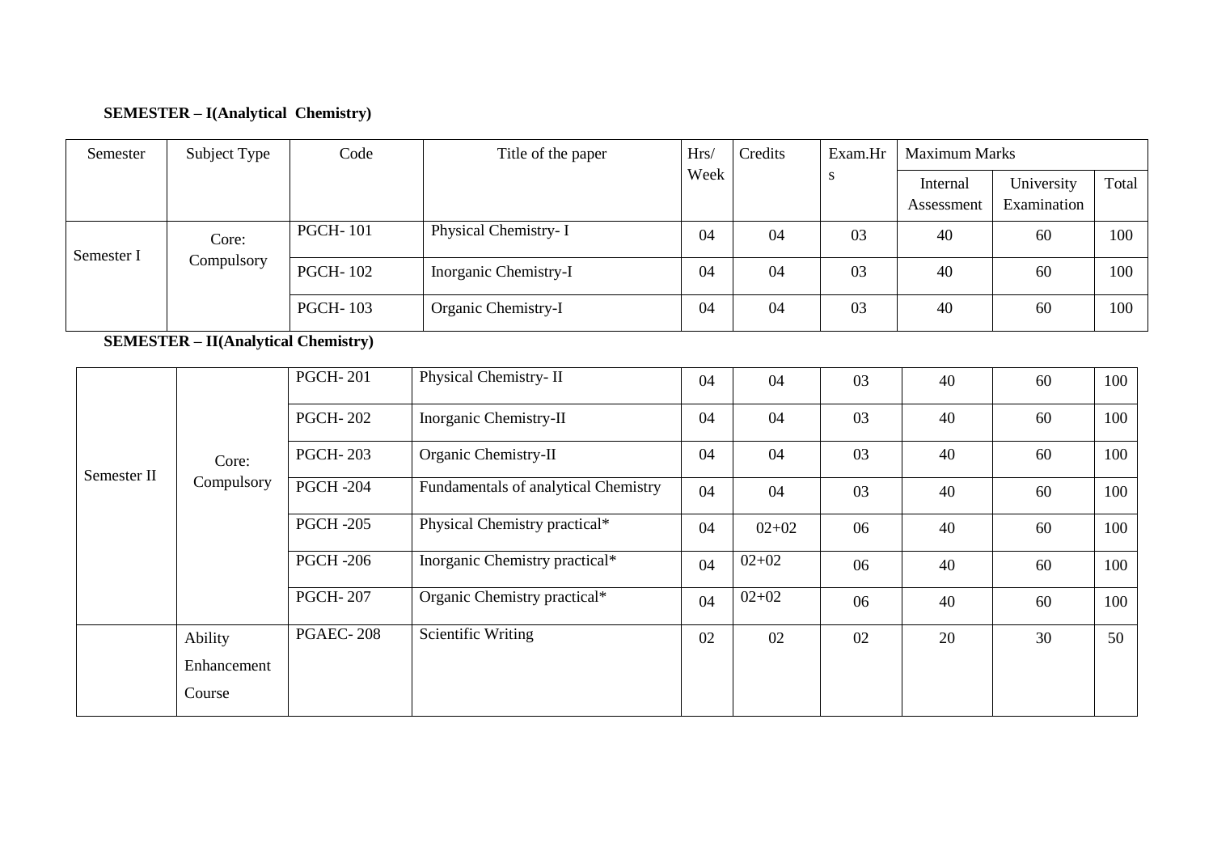**SEMESTER – I(Analytical Chemistry)**

| Semester | Subject Type | Code | Title of the paper | Hrs/ Week | Credits | Exam.Hrs | Maximum Marks | | |
|---|---|---|---|---|---|---|---|---|---|
| | | | | | | | Internal Assessment | University Examination | Total |
| Semester I | Core: Compulsory | PGCH- 101 | Physical Chemistry- I | 04 | 04 | 03 | 40 | 60 | 100 |
| | | PGCH- 102 | Inorganic Chemistry-I | 04 | 04 | 03 | 40 | 60 | 100 |
| | | PGCH- 103 | Organic Chemistry-I | 04 | 04 | 03 | 40 | 60 | 100 |

**SEMESTER – II(Analytical Chemistry)**

| | | | | | | | | | |
|---|---|---|---|---|---|---|---|---|---|
| Semester II | Core: Compulsory | PGCH- 201 | Physical Chemistry- II | 04 | 04 | 03 | 40 | 60 | 100 |
| | | PGCH- 202 | Inorganic Chemistry-II | 04 | 04 | 03 | 40 | 60 | 100 |
| | | PGCH- 203 | Organic Chemistry-II | 04 | 04 | 03 | 40 | 60 | 100 |
| | | PGCH -204 | Fundamentals of analytical Chemistry | 04 | 04 | 03 | 40 | 60 | 100 |
| | | PGCH -205 | Physical Chemistry practical* | 04 | 02+02 | 06 | 40 | 60 | 100 |
| | | PGCH -206 | Inorganic Chemistry practical* | 04 | 02+02 | 06 | 40 | 60 | 100 |
| | | PGCH- 207 | Organic Chemistry practical* | 04 | 02+02 | 06 | 40 | 60 | 100 |
| | Ability Enhancement Course | PGAEC- 208 | Scientific Writing | 02 | 02 | 02 | 20 | 30 | 50 |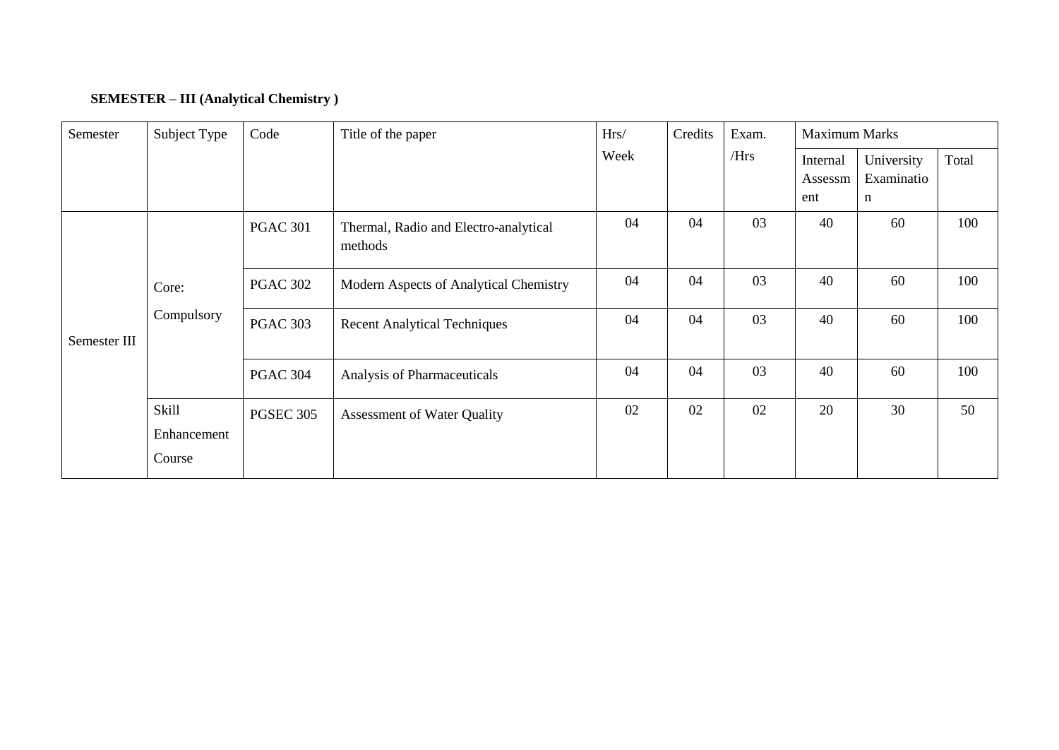**SEMESTER – III (Analytical Chemistry )**

| Semester | Subject Type | Code | Title of the paper | Hrs/ Week | Credits | Exam. /Hrs | Maximum Marks | | |
|---|---|---|---|---|---|---|---|---|---|
| | | | | | | | Internal Assessment | University Examination | Total |
| Semester III | Core: Compulsory | PGAC 301 | Thermal, Radio and Electro-analytical methods | 04 | 04 | 03 | 40 | 60 | 100 |
| | | PGAC 302 | Modern Aspects of Analytical Chemistry | 04 | 04 | 03 | 40 | 60 | 100 |
| | | PGAC 303 | Recent Analytical Techniques | 04 | 04 | 03 | 40 | 60 | 100 |
| | | PGAC 304 | Analysis of Pharmaceuticals | 04 | 04 | 03 | 40 | 60 | 100 |
| | Skill Enhancement Course | PGSEC 305 | Assessment of Water Quality | 02 | 02 | 02 | 20 | 30 | 50 |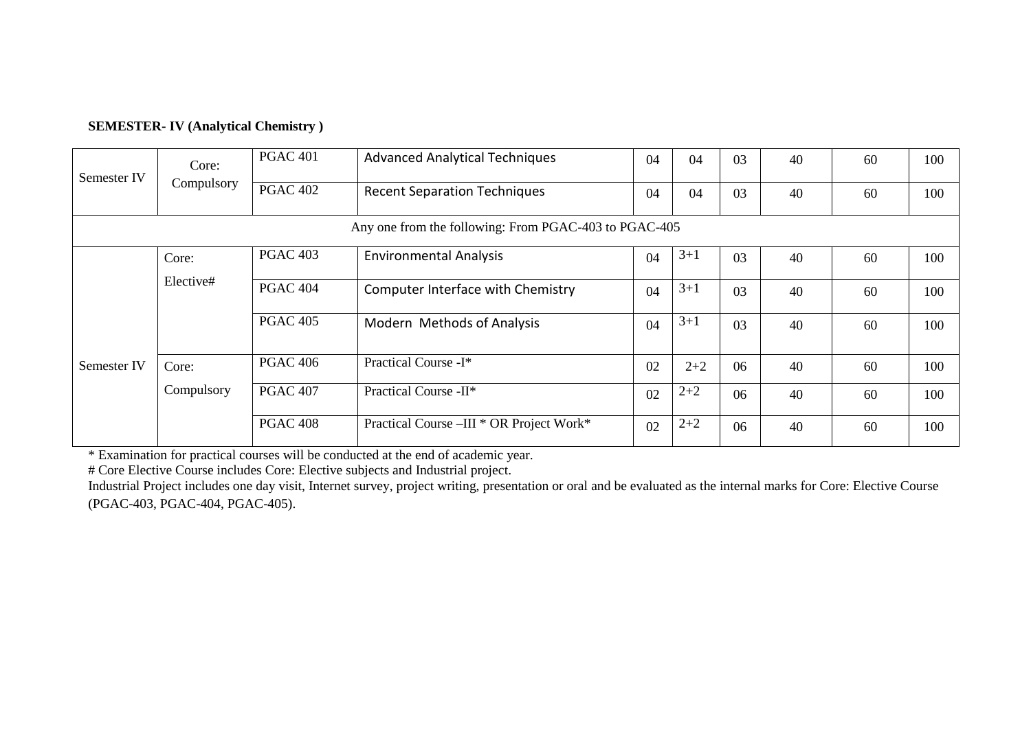**SEMESTER- IV (Analytical Chemistry )**

| | | | | | | | | | |
|---|---|---|---|---|---|---|---|---|---|
| Semester IV | Core: Compulsory | PGAC 401 | Advanced Analytical Techniques | 04 | 04 | 03 | 40 | 60 | 100 |
| | | PGAC 402 | Recent Separation Techniques | 04 | 04 | 03 | 40 | 60 | 100 |
| Any one from the following: From PGAC-403 to PGAC-405 | | | | | | | | | |
| Semester IV | Core: Elective# | PGAC 403 | Environmental Analysis | 04 | 3+1 | 03 | 40 | 60 | 100 |
| | | PGAC 404 | Computer Interface with Chemistry | 04 | 3+1 | 03 | 40 | 60 | 100 |
| | | PGAC 405 | Modern Methods of Analysis | 04 | 3+1 | 03 | 40 | 60 | 100 |
| | Core: Compulsory | PGAC 406 | Practical Course -I* | 02 | 2+2 | 06 | 40 | 60 | 100 |
| | | PGAC 407 | Practical Course -II* | 02 | 2+2 | 06 | 40 | 60 | 100 |
| | | PGAC 408 | Practical Course –III * OR Project Work* | 02 | 2+2 | 06 | 40 | 60 | 100 |

* Examination for practical courses will be conducted at the end of academic year.

# Core Elective Course includes Core: Elective subjects and Industrial project.

Industrial Project includes one day visit, Internet survey, project writing, presentation or oral and be evaluated as the internal marks for Core: Elective Course (PGAC-403, PGAC-404, PGAC-405).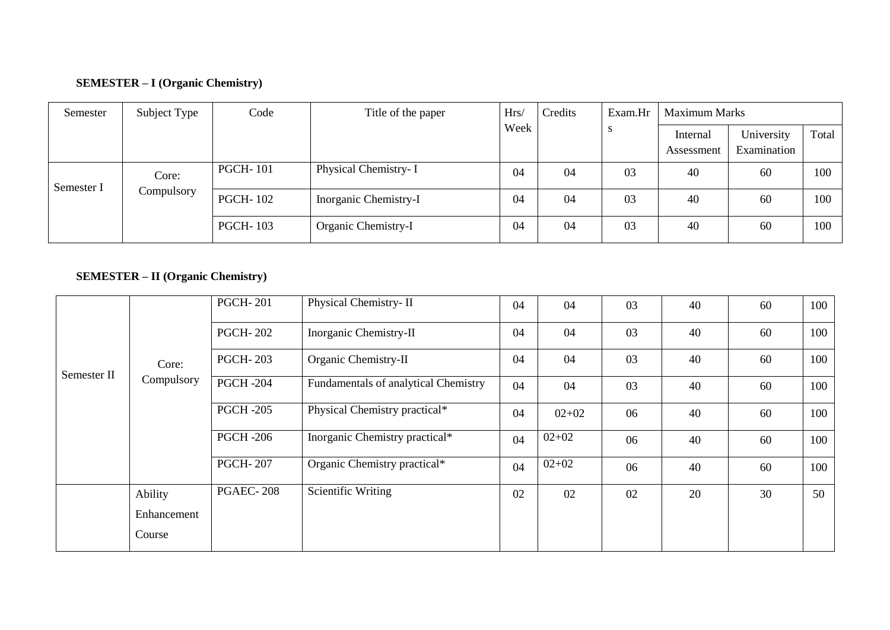**SEMESTER – I (Organic Chemistry)**

| Semester | Subject Type | Code | Title of the paper | Hrs/ Week | Credits | Exam.Hrs | Maximum Marks | | |
|---|---|---|---|---|---|---|---|---|---|
| | | | | | | | Internal Assessment | University Examination | Total |
| Semester I | Core: Compulsory | PGCH- 101 | Physical Chemistry- I | 04 | 04 | 03 | 40 | 60 | 100 |
| | | PGCH- 102 | Inorganic Chemistry-I | 04 | 04 | 03 | 40 | 60 | 100 |
| | | PGCH- 103 | Organic Chemistry-I | 04 | 04 | 03 | 40 | 60 | 100 |

**SEMESTER – II (Organic Chemistry)**

| Semester | Subject Type | Code | Title of the paper | Hrs/ Week | Credits | Exam.Hrs | Internal Assessment | University Examination | Total |
|---|---|---|---|---|---|---|---|---|---|
| Semester II | Core: Compulsory | PGCH- 201 | Physical Chemistry- II | 04 | 04 | 03 | 40 | 60 | 100 |
| | | PGCH- 202 | Inorganic Chemistry-II | 04 | 04 | 03 | 40 | 60 | 100 |
| | | PGCH- 203 | Organic Chemistry-II | 04 | 04 | 03 | 40 | 60 | 100 |
| | | PGCH -204 | Fundamentals of analytical Chemistry | 04 | 04 | 03 | 40 | 60 | 100 |
| | | PGCH -205 | Physical Chemistry practical* | 04 | 02+02 | 06 | 40 | 60 | 100 |
| | | PGCH -206 | Inorganic Chemistry practical* | 04 | 02+02 | 06 | 40 | 60 | 100 |
| | | PGCH- 207 | Organic Chemistry practical* | 04 | 02+02 | 06 | 40 | 60 | 100 |
| | Ability Enhancement Course | PGAEC- 208 | Scientific Writing | 02 | 02 | 02 | 20 | 30 | 50 |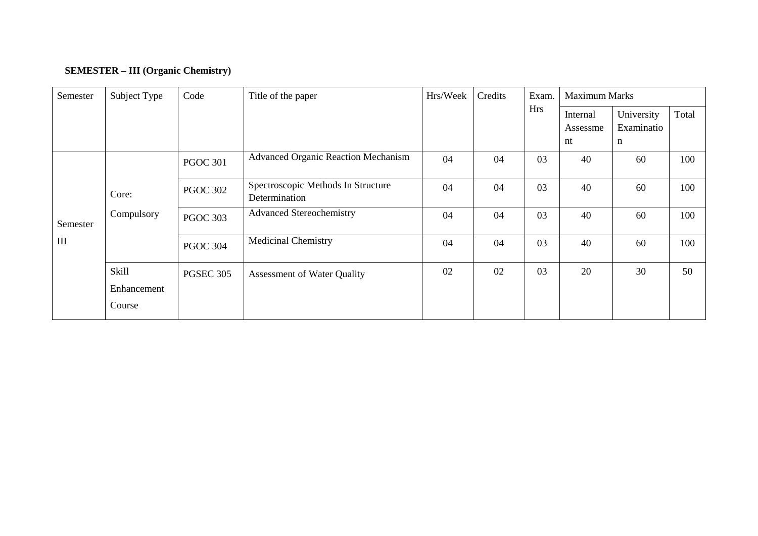**SEMESTER – III (Organic Chemistry)**

| Semester | Subject Type | Code | Title of the paper | Hrs/Week | Credits | Exam. Hrs | Maximum Marks | | |
|---|---|---|---|---|---|---|---|---|---|
| | | | | | | | Internal Assessment | University Examination | Total |
| Semester III | Core: Compulsory | PGOC 301 | Advanced Organic Reaction Mechanism | 04 | 04 | 03 | 40 | 60 | 100 |
| | | PGOC 302 | Spectroscopic Methods In Structure Determination | 04 | 04 | 03 | 40 | 60 | 100 |
| | | PGOC 303 | Advanced Stereochemistry | 04 | 04 | 03 | 40 | 60 | 100 |
| | | PGOC 304 | Medicinal Chemistry | 04 | 04 | 03 | 40 | 60 | 100 |
| | Skill Enhancement Course | PGSEC 305 | Assessment of Water Quality | 02 | 02 | 03 | 20 | 30 | 50 |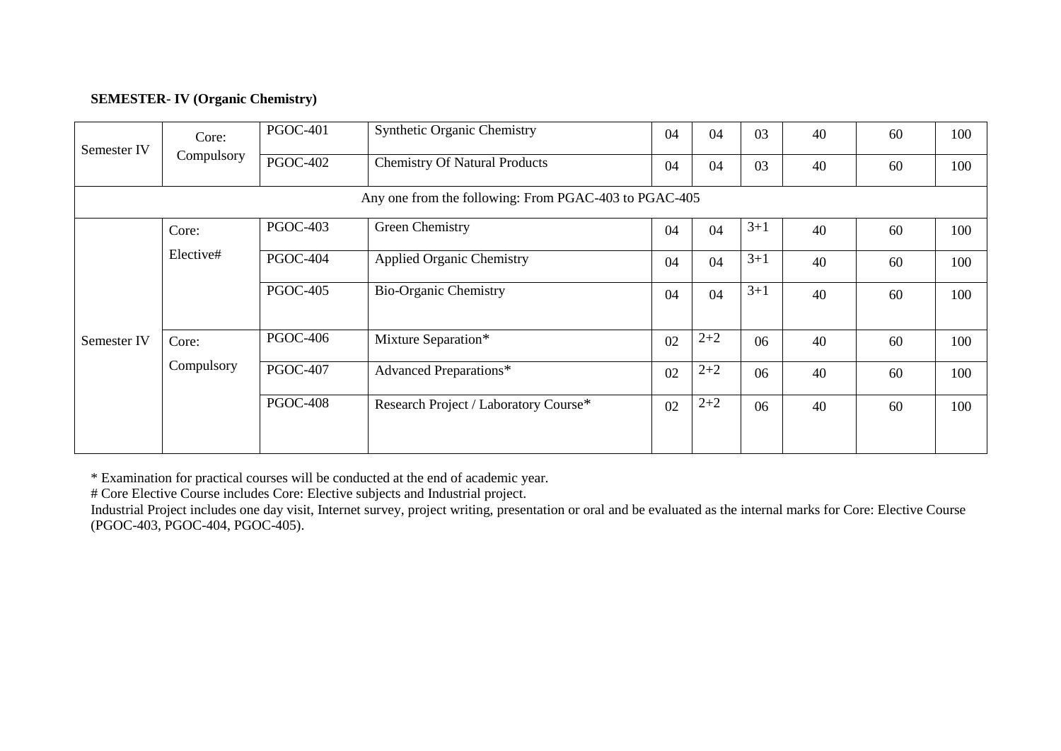**SEMESTER- IV (Organic Chemistry)**

| | | | | | | | | | |
|---|---|---|---|---|---|---|---|---|---|
| Semester IV | Core: Compulsory | PGOC-401 | Synthetic Organic Chemistry | 04 | 04 | 03 | 40 | 60 | 100 |
| | | PGOC-402 | Chemistry Of Natural Products | 04 | 04 | 03 | 40 | 60 | 100 |
| Any one from the following: From PGAC-403 to PGAC-405 | | | | | | | | | |
| Semester IV | Core: Elective# | PGOC-403 | Green Chemistry | 04 | 04 | 3+1 | 40 | 60 | 100 |
| | | PGOC-404 | Applied Organic Chemistry | 04 | 04 | 3+1 | 40 | 60 | 100 |
| | | PGOC-405 | Bio-Organic Chemistry | 04 | 04 | 3+1 | 40 | 60 | 100 |
| | Core: Compulsory | PGOC-406 | Mixture Separation* | 02 | 2+2 | 06 | 40 | 60 | 100 |
| | | PGOC-407 | Advanced Preparations* | 02 | 2+2 | 06 | 40 | 60 | 100 |
| | | PGOC-408 | Research Project / Laboratory Course* | 02 | 2+2 | 06 | 40 | 60 | 100 |

* Examination for practical courses will be conducted at the end of academic year.

# Core Elective Course includes Core: Elective subjects and Industrial project.

Industrial Project includes one day visit, Internet survey, project writing, presentation or oral and be evaluated as the internal marks for Core: Elective Course (PGOC-403, PGOC-404, PGOC-405).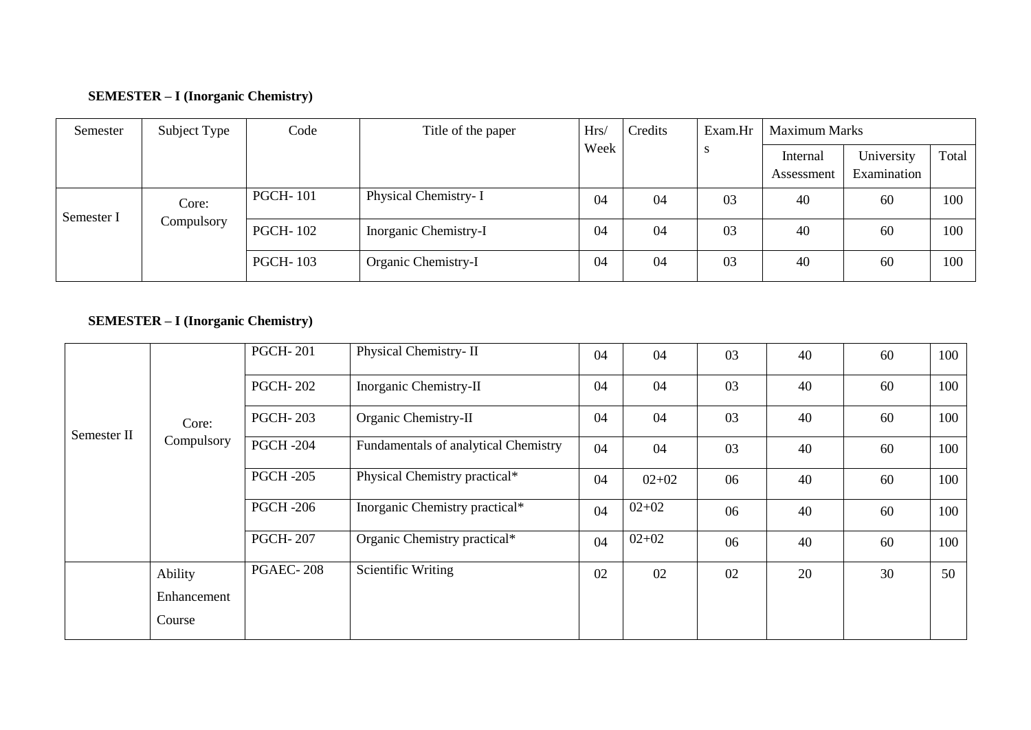**SEMESTER – I (Inorganic Chemistry)**

| Semester | Subject Type | Code | Title of the paper | Hrs/ Week | Credits | Exam.Hrs | Maximum Marks | | |
|---|---|---|---|---|---|---|---|---|---|
| | | | | | | | Internal Assessment | University Examination | Total |
| Semester I | Core: Compulsory | PGCH- 101 | Physical Chemistry- I | 04 | 04 | 03 | 40 | 60 | 100 |
| | | PGCH- 102 | Inorganic Chemistry-I | 04 | 04 | 03 | 40 | 60 | 100 |
| | | PGCH- 103 | Organic Chemistry-I | 04 | 04 | 03 | 40 | 60 | 100 |

**SEMESTER – I (Inorganic Chemistry)**

| | | | | | | | | | |
|---|---|---|---|---|---|---|---|---|---|
| Semester II | Core: Compulsory | PGCH- 201 | Physical Chemistry- II | 04 | 04 | 03 | 40 | 60 | 100 |
| | | PGCH- 202 | Inorganic Chemistry-II | 04 | 04 | 03 | 40 | 60 | 100 |
| | | PGCH- 203 | Organic Chemistry-II | 04 | 04 | 03 | 40 | 60 | 100 |
| | | PGCH -204 | Fundamentals of analytical Chemistry | 04 | 04 | 03 | 40 | 60 | 100 |
| | | PGCH -205 | Physical Chemistry practical* | 04 | 02+02 | 06 | 40 | 60 | 100 |
| | | PGCH -206 | Inorganic Chemistry practical* | 04 | 02+02 | 06 | 40 | 60 | 100 |
| | | PGCH- 207 | Organic Chemistry practical* | 04 | 02+02 | 06 | 40 | 60 | 100 |
| | Ability Enhancement Course | PGAEC- 208 | Scientific Writing | 02 | 02 | 02 | 20 | 30 | 50 |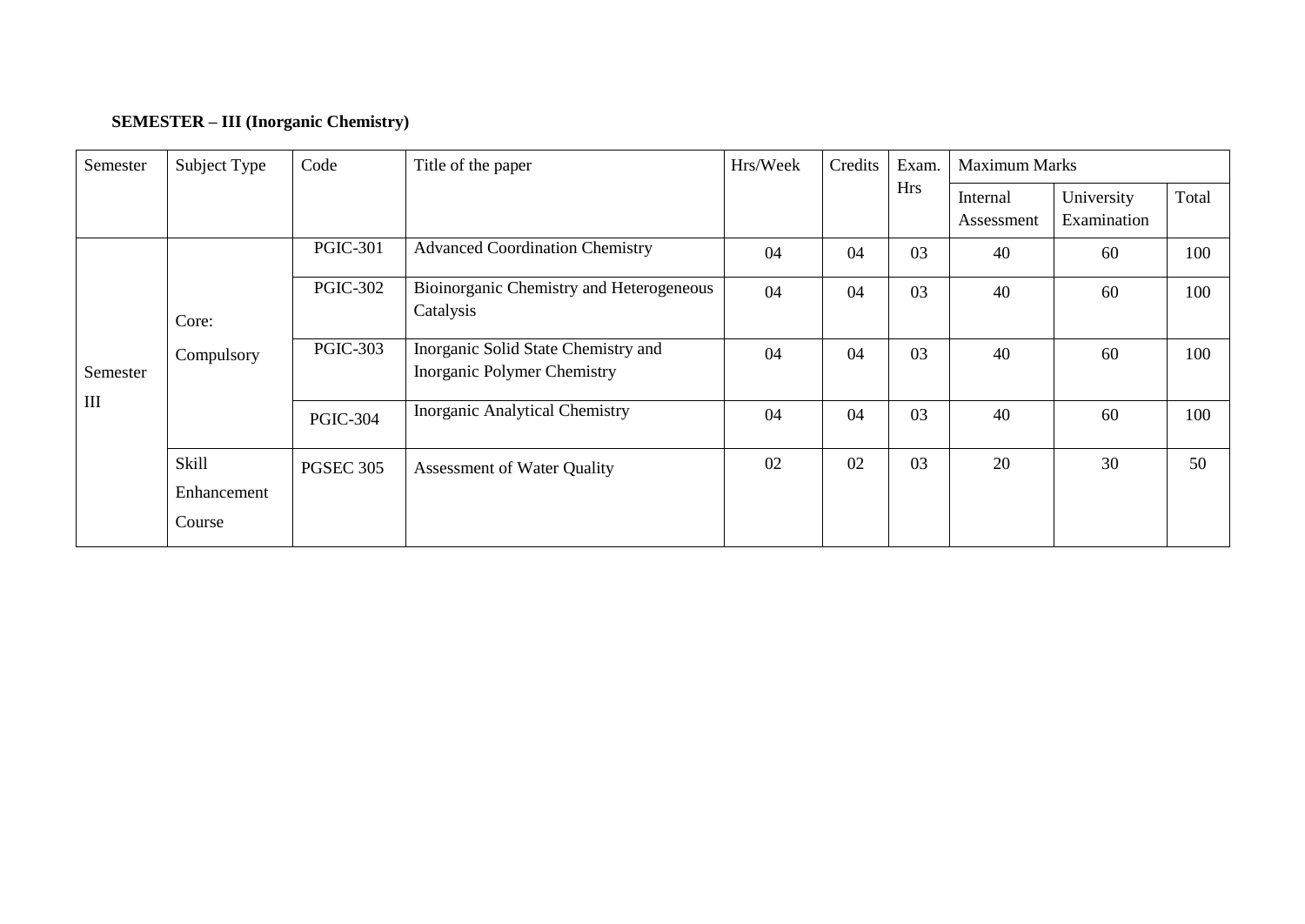**SEMESTER – III (Inorganic Chemistry)**

| Semester | Subject Type | Code | Title of the paper | Hrs/Week | Credits | Exam. Hrs | Maximum Marks | | |
|---|---|---|---|---|---|---|---|---|---|
| | | | | | | | Internal Assessment | University Examination | Total |
| Semester III | Core: Compulsory | PGIC-301 | Advanced Coordination Chemistry | 04 | 04 | 03 | 40 | 60 | 100 |
| | | PGIC-302 | Bioinorganic Chemistry and Heterogeneous Catalysis | 04 | 04 | 03 | 40 | 60 | 100 |
| | | PGIC-303 | Inorganic Solid State Chemistry and Inorganic Polymer Chemistry | 04 | 04 | 03 | 40 | 60 | 100 |
| | | PGIC-304 | Inorganic Analytical Chemistry | 04 | 04 | 03 | 40 | 60 | 100 |
| | Skill Enhancement Course | PGSEC 305 | Assessment of Water Quality | 02 | 02 | 03 | 20 | 30 | 50 |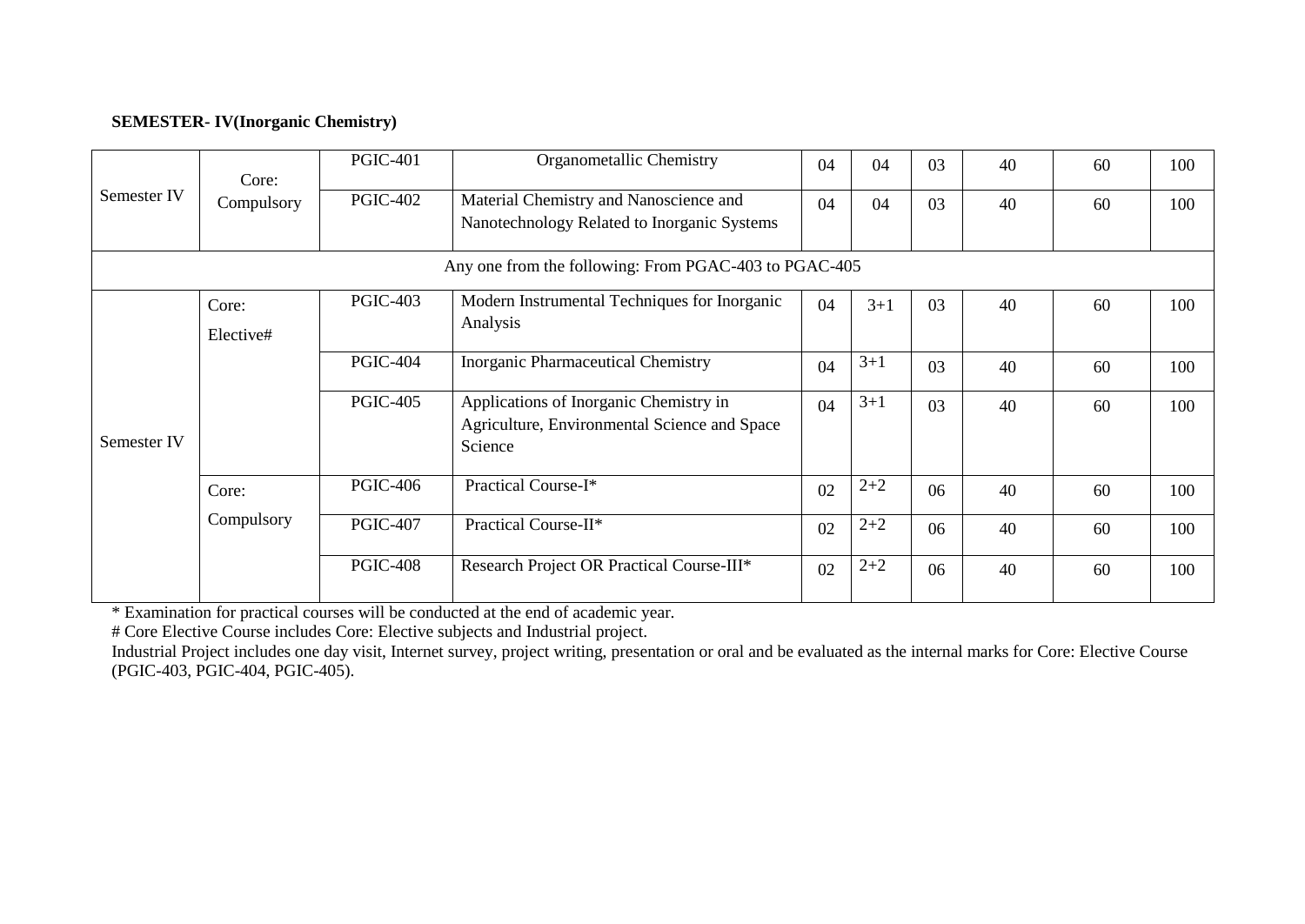**SEMESTER- IV(Inorganic Chemistry)**

| | | | | | | | | | |
|---|---|---|---|---|---|---|---|---|---|
| Semester IV | Core: Compulsory | PGIC-401 | Organometallic Chemistry | 04 | 04 | 03 | 40 | 60 | 100 |
| | | PGIC-402 | Material Chemistry and Nanoscience and Nanotechnology Related to Inorganic Systems | 04 | 04 | 03 | 40 | 60 | 100 |
| Any one from the following: From PGAC-403 to PGAC-405 | | | | | | | | | |
| Semester IV | Core: Elective# | PGIC-403 | Modern Instrumental Techniques for Inorganic Analysis | 04 | 3+1 | 03 | 40 | 60 | 100 |
| | | PGIC-404 | Inorganic Pharmaceutical Chemistry | 04 | 3+1 | 03 | 40 | 60 | 100 |
| | | PGIC-405 | Applications of Inorganic Chemistry in Agriculture, Environmental Science and Space Science | 04 | 3+1 | 03 | 40 | 60 | 100 |
| | Core: Compulsory | PGIC-406 | Practical Course-I* | 02 | 2+2 | 06 | 40 | 60 | 100 |
| | | PGIC-407 | Practical Course-II* | 02 | 2+2 | 06 | 40 | 60 | 100 |
| | | PGIC-408 | Research Project OR Practical Course-III* | 02 | 2+2 | 06 | 40 | 60 | 100 |

* Examination for practical courses will be conducted at the end of academic year.

# Core Elective Course includes Core: Elective subjects and Industrial project.

Industrial Project includes one day visit, Internet survey, project writing, presentation or oral and be evaluated as the internal marks for Core: Elective Course (PGIC-403, PGIC-404, PGIC-405).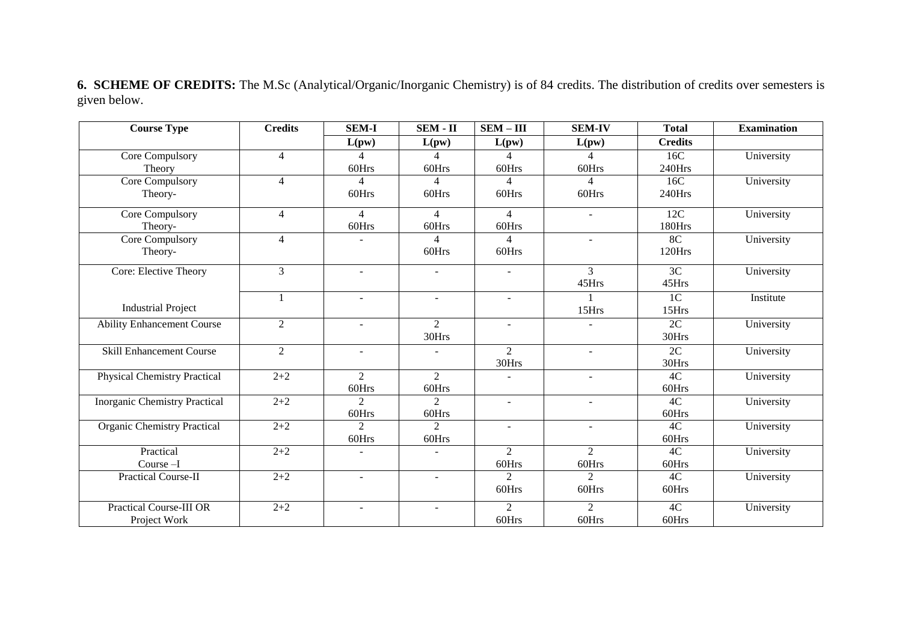**6. SCHEME OF CREDITS:** The M.Sc (Analytical/Organic/Inorganic Chemistry) is of 84 credits. The distribution of credits over semesters is given below.

| Course Type | Credits | SEM-I | SEM - II | SEM – III | SEM-IV | Total | Examination |
|---|---|---|---|---|---|---|---|
| | | L(pw) | L(pw) | L(pw) | L(pw) | Credits | |
| Core Compulsory Theory | 4 | 4 60Hrs | 4 60Hrs | 4 60Hrs | 4 60Hrs | 16C 240Hrs | University |
| Core Compulsory Theory- | 4 | 4 60Hrs | 4 60Hrs | 4 60Hrs | 4 60Hrs | 16C 240Hrs | University |
| Core Compulsory Theory- | 4 | 4 60Hrs | 4 60Hrs | 4 60Hrs | - | 12C 180Hrs | University |
| Core Compulsory Theory- | 4 | - | 4 60Hrs | 4 60Hrs | - | 8C 120Hrs | University |
| Core: Elective Theory | 3 | - | - | - | 3 45Hrs | 3C 45Hrs | University |
| Industrial Project | 1 | - | - | - | 1 15Hrs | 1C 15Hrs | Institute |
| Ability Enhancement Course | 2 | - | 2 30Hrs | - | - | 2C 30Hrs | University |
| Skill Enhancement Course | 2 | - | - | 2 30Hrs | - | 2C 30Hrs | University |
| Physical Chemistry Practical | 2+2 | 2 60Hrs | 2 60Hrs | - | - | 4C 60Hrs | University |
| Inorganic Chemistry Practical | 2+2 | 2 60Hrs | 2 60Hrs | - | - | 4C 60Hrs | University |
| Organic Chemistry Practical | 2+2 | 2 60Hrs | 2 60Hrs | - | - | 4C 60Hrs | University |
| Practical Course –I | 2+2 | - | - | 2 60Hrs | 2 60Hrs | 4C 60Hrs | University |
| Practical Course-II | 2+2 | - | - | 2 60Hrs | 2 60Hrs | 4C 60Hrs | University |
| Practical Course-III OR Project Work | 2+2 | - | - | 2 60Hrs | 2 60Hrs | 4C 60Hrs | University |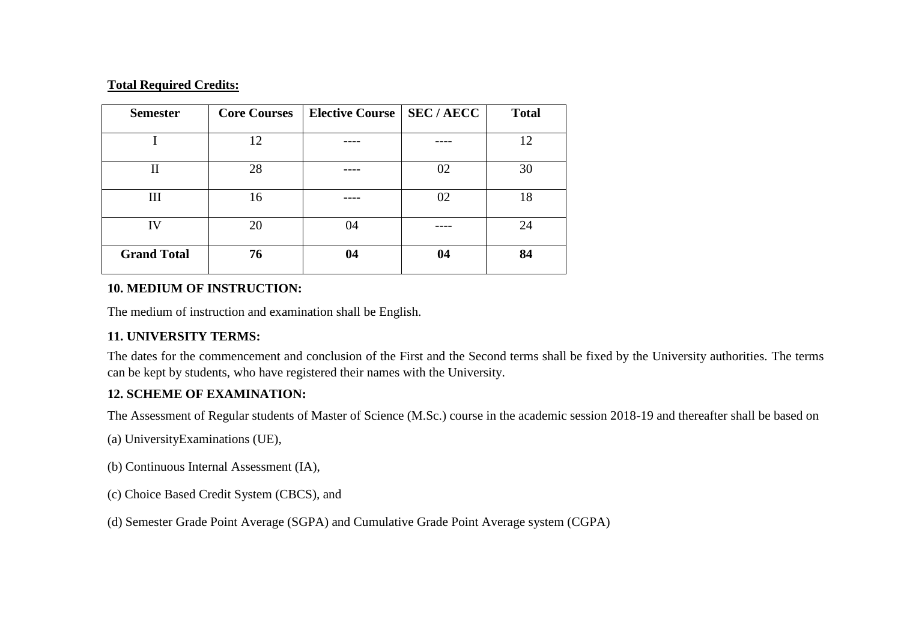**<u>Total Required Credits:</u>**

| Semester | Core Courses | Elective Course | SEC / AECC | Total |
|---|---|---|---|---|
| I | 12 | ---- | ---- | 12 |
| II | 28 | ---- | 02 | 30 |
| III | 16 | ---- | 02 | 18 |
| IV | 20 | 04 | ---- | 24 |
| **Grand Total** | **76** | **04** | **04** | **84** |

**10. MEDIUM OF INSTRUCTION:**

The medium of instruction and examination shall be English.

**11. UNIVERSITY TERMS:**

The dates for the commencement and conclusion of the First and the Second terms shall be fixed by the University authorities. The terms can be kept by students, who have registered their names with the University.

**12. SCHEME OF EXAMINATION:**

The Assessment of Regular students of Master of Science (M.Sc.) course in the academic session 2018-19 and thereafter shall be based on

(a) UniversityExaminations (UE),

(b) Continuous Internal Assessment (IA),

(c) Choice Based Credit System (CBCS), and

(d) Semester Grade Point Average (SGPA) and Cumulative Grade Point Average system (CGPA)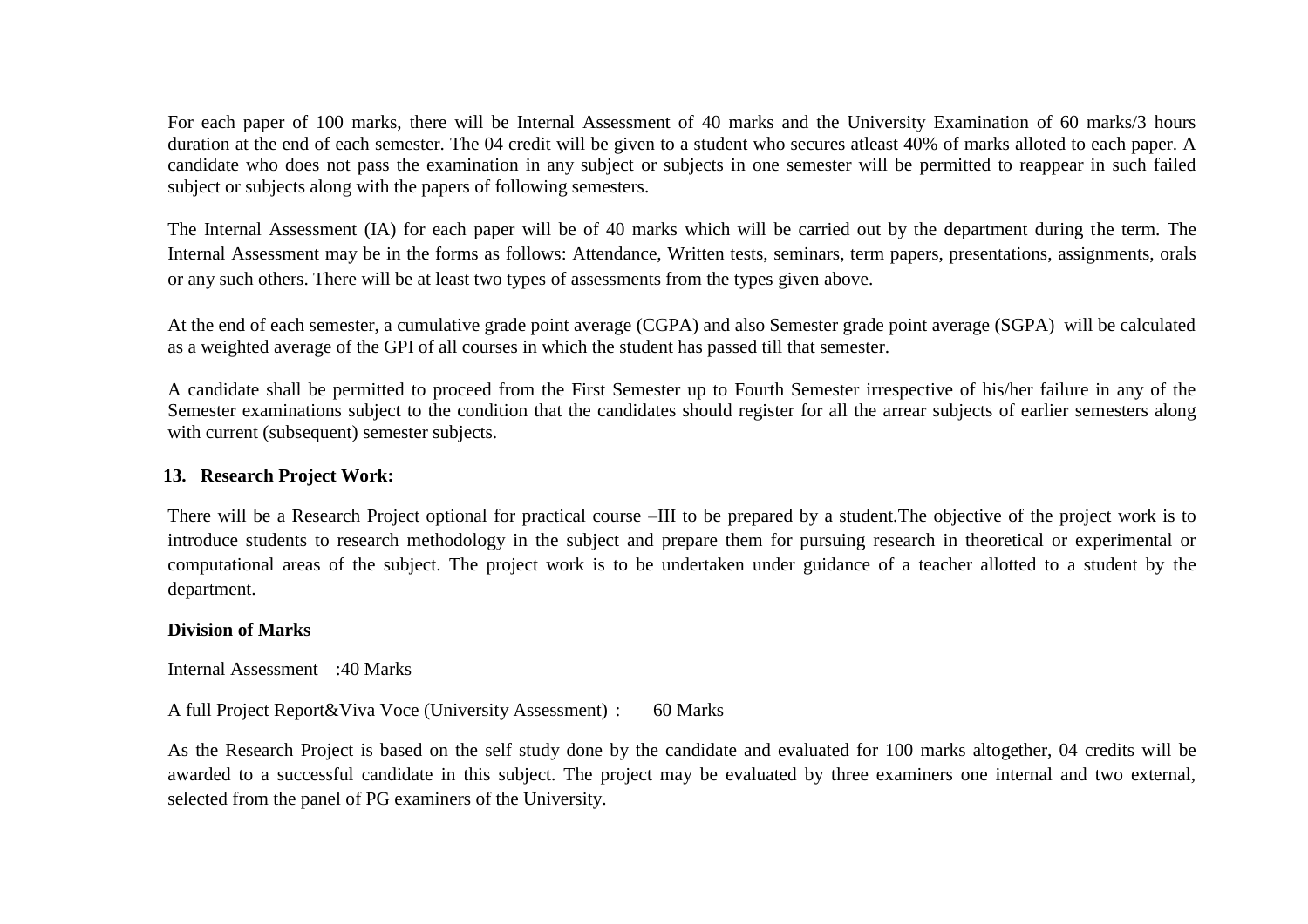For each paper of 100 marks, there will be Internal Assessment of 40 marks and the University Examination of 60 marks/3 hours duration at the end of each semester. The 04 credit will be given to a student who secures atleast 40% of marks alloted to each paper. A candidate who does not pass the examination in any subject or subjects in one semester will be permitted to reappear in such failed subject or subjects along with the papers of following semesters.

The Internal Assessment (IA) for each paper will be of 40 marks which will be carried out by the department during the term. The Internal Assessment may be in the forms as follows: Attendance, Written tests, seminars, term papers, presentations, assignments, orals or any such others. There will be at least two types of assessments from the types given above.

At the end of each semester, a cumulative grade point average (CGPA) and also Semester grade point average (SGPA) will be calculated as a weighted average of the GPI of all courses in which the student has passed till that semester.

A candidate shall be permitted to proceed from the First Semester up to Fourth Semester irrespective of his/her failure in any of the Semester examinations subject to the condition that the candidates should register for all the arrear subjects of earlier semesters along with current (subsequent) semester subjects.

## 13. Research Project Work:

There will be a Research Project optional for practical course –III to be prepared by a student.The objective of the project work is to introduce students to research methodology in the subject and prepare them for pursuing research in theoretical or experimental or computational areas of the subject. The project work is to be undertaken under guidance of a teacher allotted to a student by the department.

**Division of Marks**

Internal Assessment :40 Marks

A full Project Report&Viva Voce (University Assessment) : 60 Marks

As the Research Project is based on the self study done by the candidate and evaluated for 100 marks altogether, 04 credits will be awarded to a successful candidate in this subject. The project may be evaluated by three examiners one internal and two external, selected from the panel of PG examiners of the University.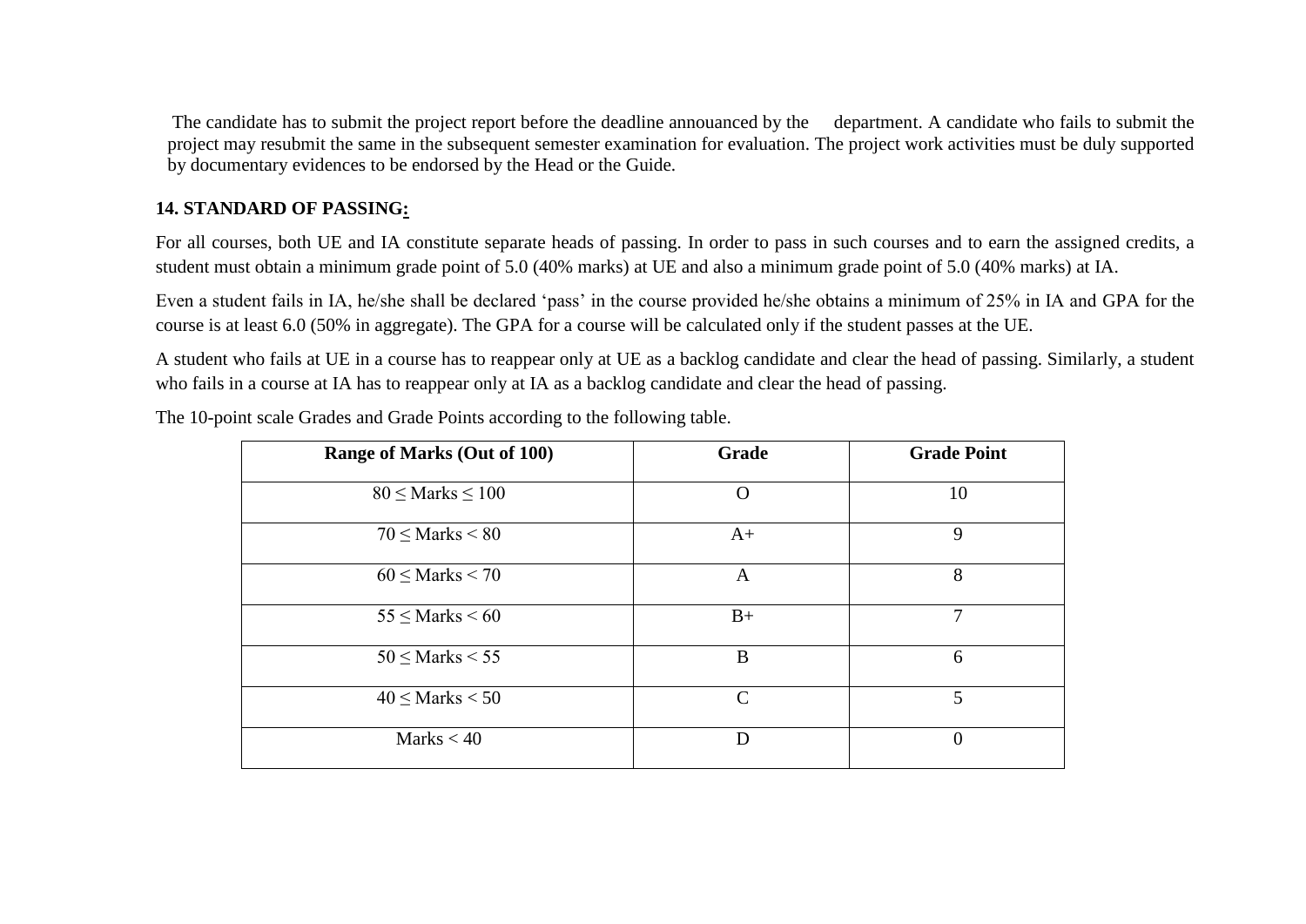The candidate has to submit the project report before the deadline annouanced by the department. A candidate who fails to submit the project may resubmit the same in the subsequent semester examination for evaluation. The project work activities must be duly supported by documentary evidences to be endorsed by the Head or the Guide.

**14. STANDARD OF PASSING:**

For all courses, both UE and IA constitute separate heads of passing. In order to pass in such courses and to earn the assigned credits, a student must obtain a minimum grade point of 5.0 (40% marks) at UE and also a minimum grade point of 5.0 (40% marks) at IA.

Even a student fails in IA, he/she shall be declared 'pass' in the course provided he/she obtains a minimum of 25% in IA and GPA for the course is at least 6.0 (50% in aggregate). The GPA for a course will be calculated only if the student passes at the UE.

A student who fails at UE in a course has to reappear only at UE as a backlog candidate and clear the head of passing. Similarly, a student who fails in a course at IA has to reappear only at IA as a backlog candidate and clear the head of passing.

The 10-point scale Grades and Grade Points according to the following table.

| Range of Marks (Out of 100) | Grade | Grade Point |
|---|---|---|
| $80 \leq$ Marks $\leq 100$ | O | 10 |
| $70 \leq$ Marks $< 80$ | A+ | 9 |
| $60 \leq$ Marks $< 70$ | A | 8 |
| $55 \leq$ Marks $< 60$ | B+ | 7 |
| $50 \leq$ Marks $< 55$ | B | 6 |
| $40 \leq$ Marks $< 50$ | C | 5 |
| Marks $< 40$ | D | 0 |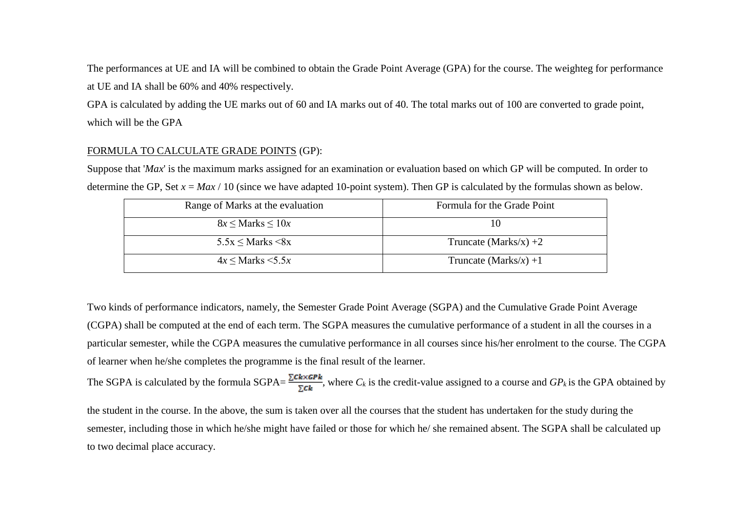The performances at UE and IA will be combined to obtain the Grade Point Average (GPA) for the course. The weighteg for performance at UE and IA shall be 60% and 40% respectively.

GPA is calculated by adding the UE marks out of 60 and IA marks out of 40. The total marks out of 100 are converted to grade point, which will be the GPA

<u>FORMULA TO CALCULATE GRADE POINTS</u> (GP):

Suppose that '*Max*' is the maximum marks assigned for an examination or evaluation based on which GP will be computed. In order to determine the GP, Set $x = Max / 10$ (since we have adapted 10-point system). Then GP is calculated by the formulas shown as below.

| Range of Marks at the evaluation | Formula for the Grade Point |
| --- | --- |
| $8x \leq$ Marks $\leq 10x$ | 10 |
| $5.5x \leq$ Marks $< 8x$ | Truncate (Marks/x) +2 |
| $4x \leq$ Marks $< 5.5x$ | Truncate (Marks/$x$) +1 |

Two kinds of performance indicators, namely, the Semester Grade Point Average (SGPA) and the Cumulative Grade Point Average (CGPA) shall be computed at the end of each term. The SGPA measures the cumulative performance of a student in all the courses in a particular semester, while the CGPA measures the cumulative performance in all courses since his/her enrolment to the course. The CGPA of learner when he/she completes the programme is the final result of the learner.

The SGPA is calculated by the formula SGPA= $\frac{\sum Ck \times GPk}{\sum Ck}$, where $C_k$ is the credit-value assigned to a course and $GP_k$ is the GPA obtained by the student in the course. In the above, the sum is taken over all the courses that the student has undertaken for the study during the semester, including those in which he/she might have failed or those for which he/ she remained absent. The SGPA shall be calculated up to two decimal place accuracy.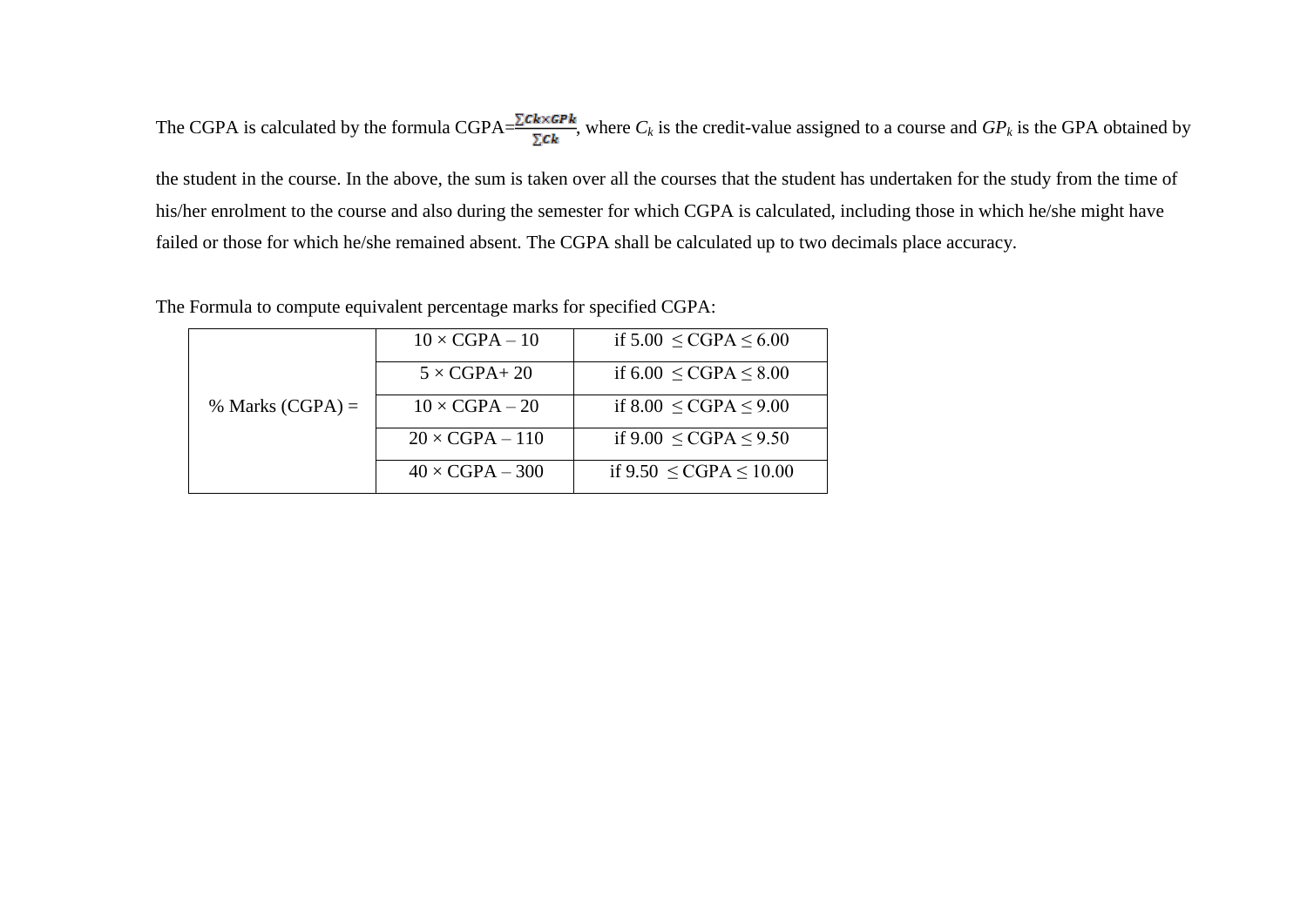The CGPA is calculated by the formula CGPA=$\frac{\sum C_k \times GP_k}{\sum C_k}$, where $C_k$ is the credit-value assigned to a course and $GP_k$ is the GPA obtained by the student in the course. In the above, the sum is taken over all the courses that the student has undertaken for the study from the time of his/her enrolment to the course and also during the semester for which CGPA is calculated, including those in which he/she might have failed or those for which he/she remained absent. The CGPA shall be calculated up to two decimals place accuracy.

The Formula to compute equivalent percentage marks for specified CGPA:

| | | |
|---|---|---|
| % Marks (CGPA) = | 10 × CGPA – 10 | if 5.00 ≤ CGPA ≤ 6.00 |
| | 5 × CGPA+ 20 | if 6.00 ≤ CGPA ≤ 8.00 |
| | 10 × CGPA – 20 | if 8.00 ≤ CGPA ≤ 9.00 |
| | 20 × CGPA – 110 | if 9.00 ≤ CGPA ≤ 9.50 |
| | 40 × CGPA – 300 | if 9.50 ≤ CGPA ≤ 10.00 |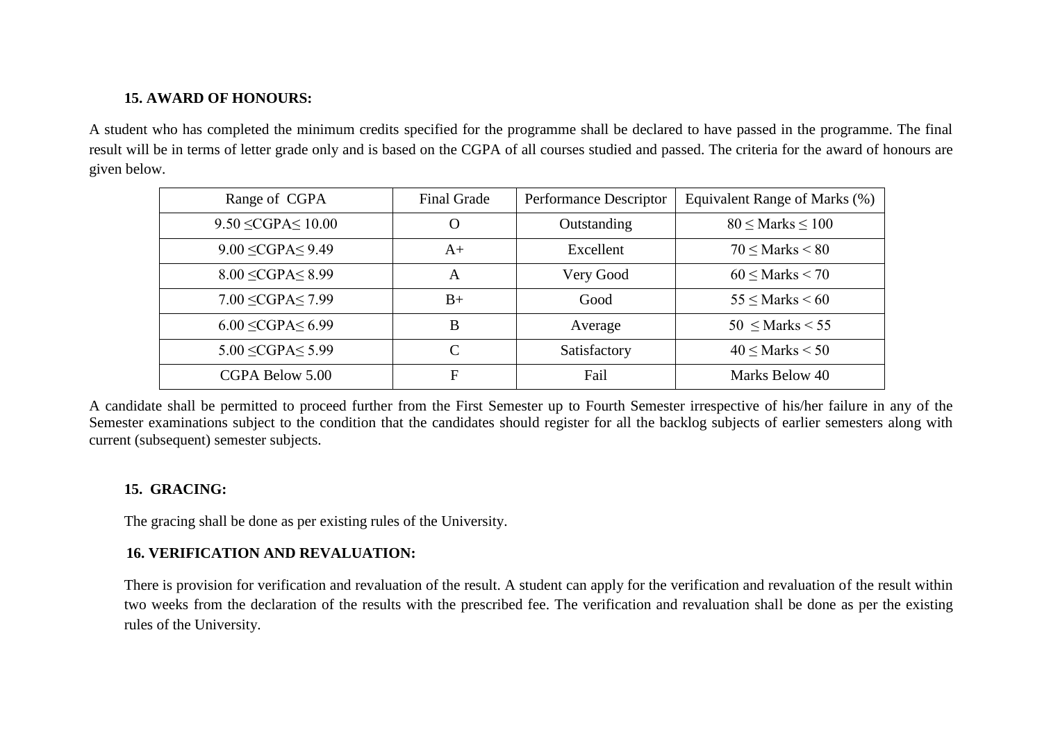## 15. AWARD OF HONOURS:

A student who has completed the minimum credits specified for the programme shall be declared to have passed in the programme. The final result will be in terms of letter grade only and is based on the CGPA of all courses studied and passed. The criteria for the award of honours are given below.

| Range of CGPA | Final Grade | Performance Descriptor | Equivalent Range of Marks (%) |
|---|---|---|---|
| $9.50 \leq CGPA \leq 10.00$ | O | Outstanding | $80 \leq Marks \leq 100$ |
| $9.00 \leq CGPA \leq 9.49$ | A+ | Excellent | $70 \leq Marks < 80$ |
| $8.00 \leq CGPA \leq 8.99$ | A | Very Good | $60 \leq Marks < 70$ |
| $7.00 \leq CGPA \leq 7.99$ | B+ | Good | $55 \leq Marks < 60$ |
| $6.00 \leq CGPA \leq 6.99$ | B | Average | $50 \leq Marks < 55$ |
| $5.00 \leq CGPA \leq 5.99$ | C | Satisfactory | $40 \leq Marks < 50$ |
| CGPA Below 5.00 | F | Fail | Marks Below 40 |

A candidate shall be permitted to proceed further from the First Semester up to Fourth Semester irrespective of his/her failure in any of the Semester examinations subject to the condition that the candidates should register for all the backlog subjects of earlier semesters along with current (subsequent) semester subjects.

## 15. GRACING:

The gracing shall be done as per existing rules of the University.

## 16. VERIFICATION AND REVALUATION:

There is provision for verification and revaluation of the result. A student can apply for the verification and revaluation of the result within two weeks from the declaration of the results with the prescribed fee. The verification and revaluation shall be done as per the existing rules of the University.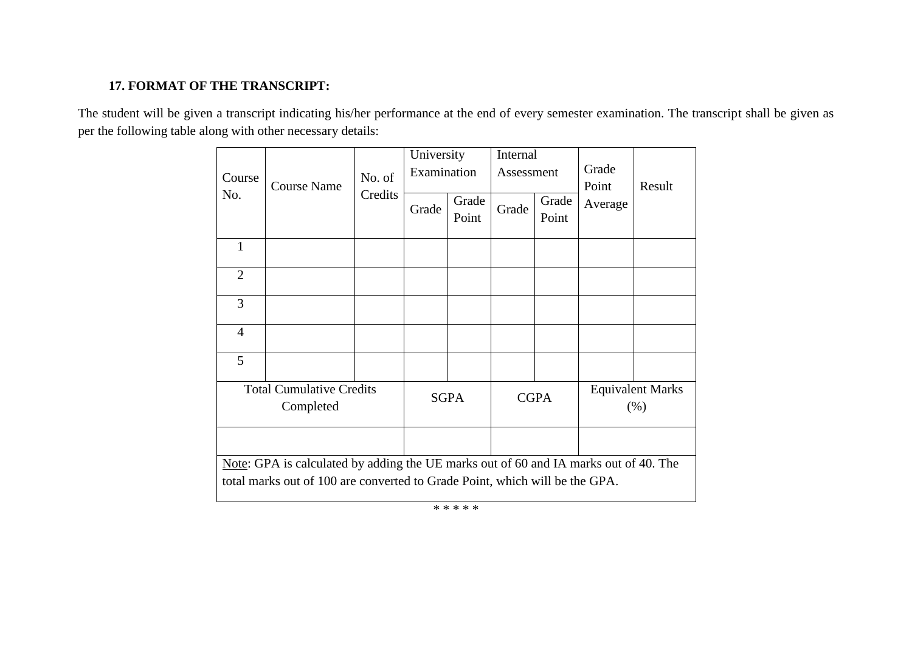### 17. FORMAT OF THE TRANSCRIPT:

The student will be given a transcript indicating his/her performance at the end of every semester examination. The transcript shall be given as per the following table along with other necessary details:

| Course No. | Course Name | No. of Credits | University Examination | | Internal Assessment | | Grade Point Average | Result |
|---|---|---|---|---|---|---|---|---|
| | | | Grade | Grade Point | Grade | Grade Point | | |
| 1 | | | | | | | | |
| 2 | | | | | | | | |
| 3 | | | | | | | | |
| 4 | | | | | | | | |
| 5 | | | | | | | | |
| Total Cumulative Credits Completed | | | SGPA | | CGPA | | Equivalent Marks (%) | |
| | | | | | | | | |
| Note: GPA is calculated by adding the UE marks out of 60 and IA marks out of 40. The total marks out of 100 are converted to Grade Point, which will be the GPA. | | | | | | | | |

* * * * *